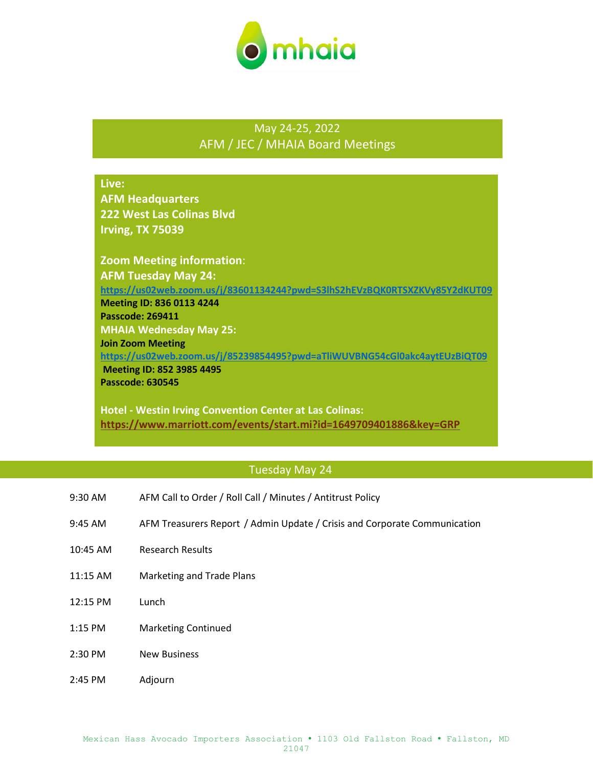# May 24-25, 2022
## AFM / JEC / MHAIA Board Meetings

**Live:**
**AFM Headquarters**
**222 West Las Colinas Blvd**
**Irving, TX 75039**

**Zoom Meeting information**:
**AFM Tuesday May 24:**
https://us02web.zoom.us/j/83601134244?pwd=S3lhS2hEVzBQK0RTSXZKVy85Y2dKUT09
**Meeting ID: 836 0113 4244**
**Passcode: 269411**
**MHAIA Wednesday May 25:**
**Join Zoom Meeting**
https://us02web.zoom.us/j/85239854495?pwd=aTliWUVBNG54cGl0akc4aytEUzBiQT09
**Meeting ID: 852 3985 4495**
**Passcode: 630545**

**Hotel - Westin Irving Convention Center at Las Colinas:**
https://www.marriott.com/events/start.mi?id=1649709401886&key=GRP

## Tuesday May 24

| | |
|---|---|
| 9:30 AM | AFM Call to Order / Roll Call / Minutes / Antitrust Policy |
| 9:45 AM | AFM Treasurers Report / Admin Update / Crisis and Corporate Communication |
| 10:45 AM | Research Results |
| 11:15 AM | Marketing and Trade Plans |
| 12:15 PM | Lunch |
| 1:15 PM | Marketing Continued |
| 2:30 PM | New Business |
| 2:45 PM | Adjourn |

Mexican Hass Avocado Importers Association • 1103 Old Fallston Road • Fallston, MD 21047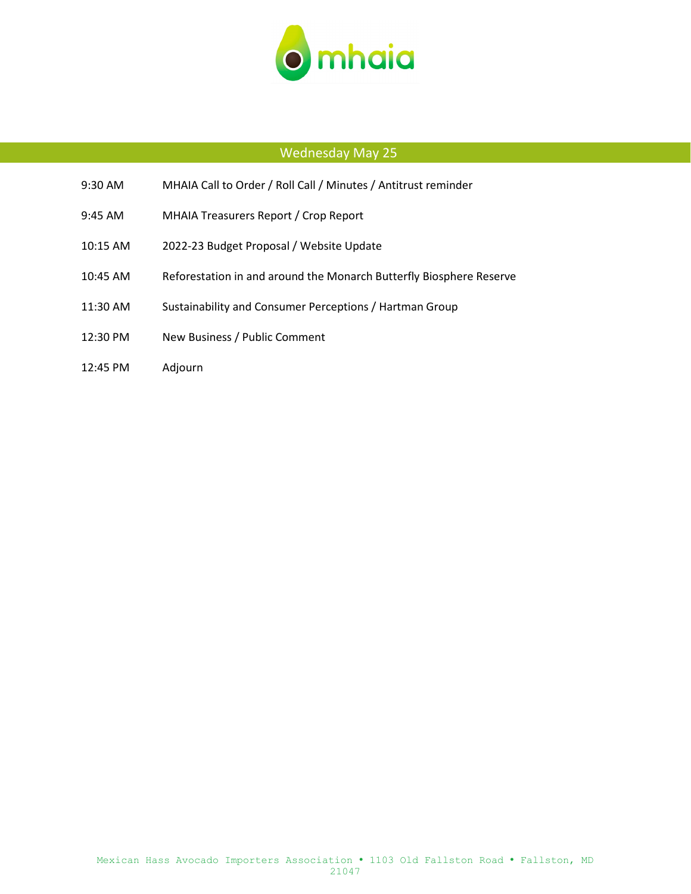## Wednesday May 25

| | |
|---|---|
| 9:30 AM | MHAIA Call to Order / Roll Call / Minutes / Antitrust reminder |
| 9:45 AM | MHAIA Treasurers Report / Crop Report |
| 10:15 AM | 2022-23 Budget Proposal / Website Update |
| 10:45 AM | Reforestation in and around the Monarch Butterfly Biosphere Reserve |
| 11:30 AM | Sustainability and Consumer Perceptions / Hartman Group |
| 12:30 PM | New Business / Public Comment |
| 12:45 PM | Adjourn |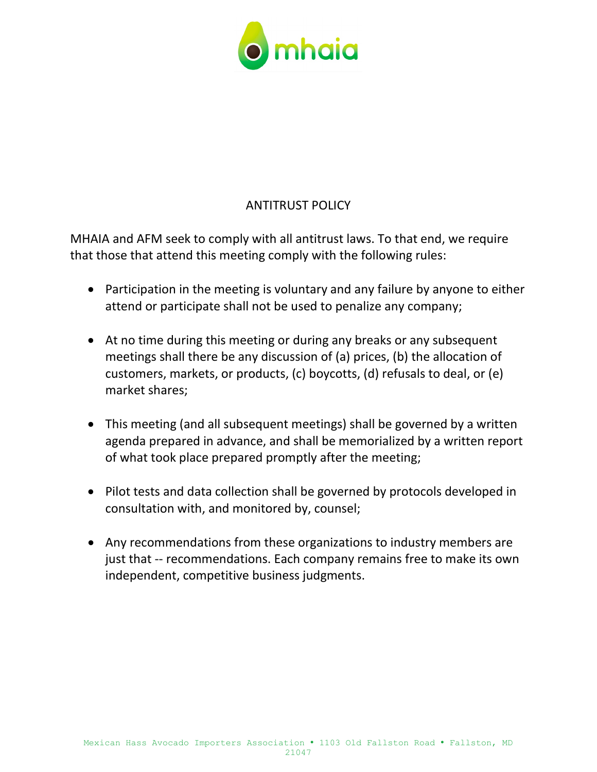mhaia

# ANTITRUST POLICY

MHAIA and AFM seek to comply with all antitrust laws. To that end, we require that those that attend this meeting comply with the following rules:

- Participation in the meeting is voluntary and any failure by anyone to either attend or participate shall not be used to penalize any company;
- At no time during this meeting or during any breaks or any subsequent meetings shall there be any discussion of (a) prices, (b) the allocation of customers, markets, or products, (c) boycotts, (d) refusals to deal, or (e) market shares;
- This meeting (and all subsequent meetings) shall be governed by a written agenda prepared in advance, and shall be memorialized by a written report of what took place prepared promptly after the meeting;
- Pilot tests and data collection shall be governed by protocols developed in consultation with, and monitored by, counsel;
- Any recommendations from these organizations to industry members are just that -- recommendations. Each company remains free to make its own independent, competitive business judgments.

Mexican Hass Avocado Importers Association • 1103 Old Fallston Road • Fallston, MD 21047